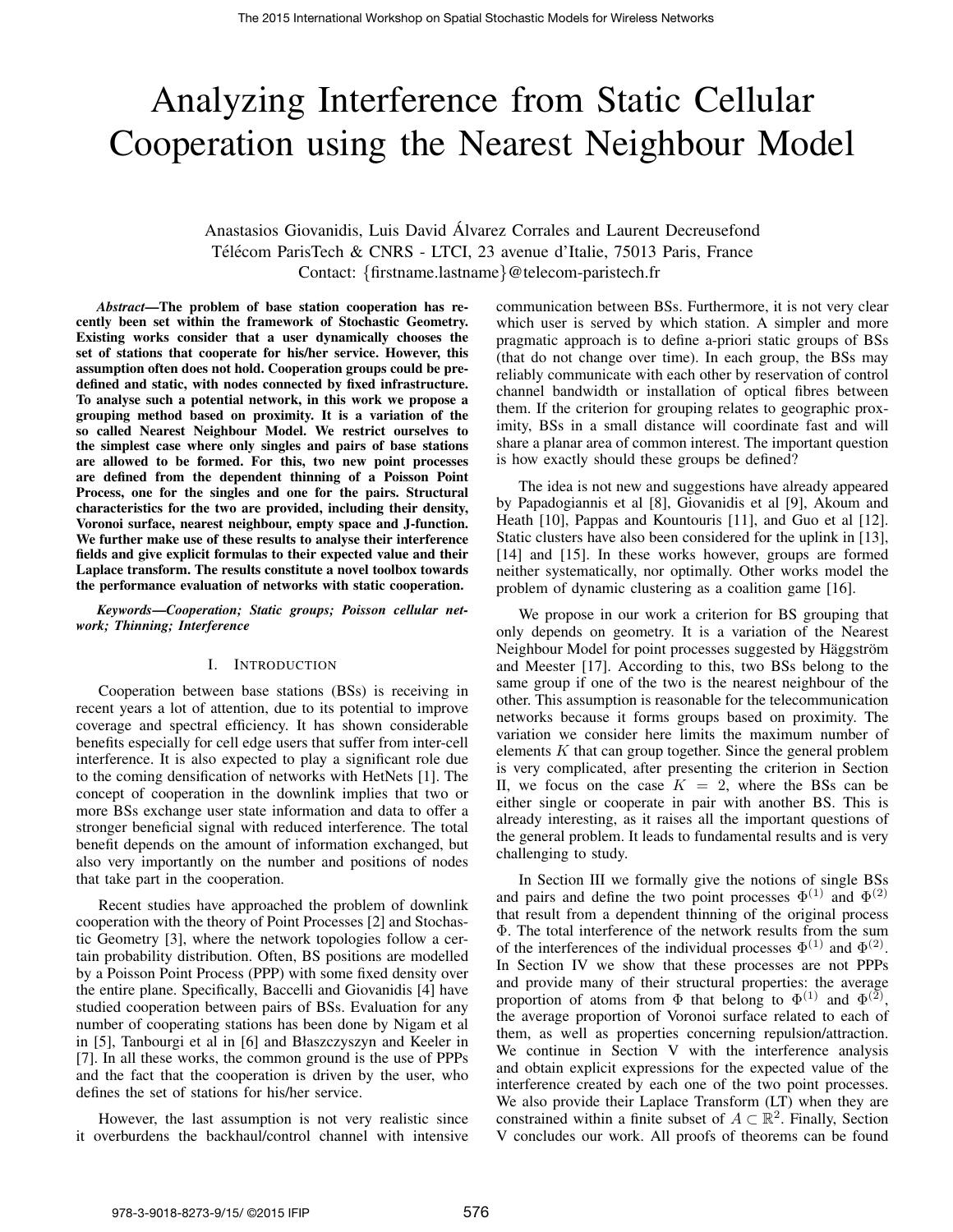# Analyzing Interference from Static Cellular Cooperation using the Nearest Neighbour Model

Anastasios Giovanidis, Luis David Álvarez Corrales and Laurent Decreusefond
Télécom ParisTech & CNRS - LTCI, 23 avenue d'Italie, 75013 Paris, France
Contact: {firstname.lastname}@telecom-paristech.fr

***Abstract*—The problem of base station cooperation has recently been set within the framework of Stochastic Geometry. Existing works consider that a user dynamically chooses the set of stations that cooperate for his/her service. However, this assumption often does not hold. Cooperation groups could be predefined and static, with nodes connected by fixed infrastructure. To analyse such a potential network, in this work we propose a grouping method based on proximity. It is a variation of the so called Nearest Neighbour Model. We restrict ourselves to the simplest case where only singles and pairs of base stations are allowed to be formed. For this, two new point processes are defined from the dependent thinning of a Poisson Point Process, one for the singles and one for the pairs. Structural characteristics for the two are provided, including their density, Voronoi surface, nearest neighbour, empty space and J-function. We further make use of these results to analyse their interference fields and give explicit formulas to their expected value and their Laplace transform. The results constitute a novel toolbox towards the performance evaluation of networks with static cooperation.**

***Keywords*—Cooperation; Static groups; Poisson cellular network; Thinning; Interference**

## I. Introduction

Cooperation between base stations (BSs) is receiving in recent years a lot of attention, due to its potential to improve coverage and spectral efficiency. It has shown considerable benefits especially for cell edge users that suffer from inter-cell interference. It is also expected to play a significant role due to the coming densification of networks with HetNets [1]. The concept of cooperation in the downlink implies that two or more BSs exchange user state information and data to offer a stronger beneficial signal with reduced interference. The total benefit depends on the amount of information exchanged, but also very importantly on the number and positions of nodes that take part in the cooperation.

Recent studies have approached the problem of downlink cooperation with the theory of Point Processes [2] and Stochastic Geometry [3], where the network topologies follow a certain probability distribution. Often, BS positions are modelled by a Poisson Point Process (PPP) with some fixed density over the entire plane. Specifically, Baccelli and Giovanidis [4] have studied cooperation between pairs of BSs. Evaluation for any number of cooperating stations has been done by Nigam et al in [5], Tanbourgi et al in [6] and Błaszczyszyn and Keeler in [7]. In all these works, the common ground is the use of PPPs and the fact that the cooperation is driven by the user, who defines the set of stations for his/her service.

However, the last assumption is not very realistic since it overburdens the backhaul/control channel with intensive communication between BSs. Furthermore, it is not very clear which user is served by which station. A simpler and more pragmatic approach is to define a-priori static groups of BSs (that do not change over time). In each group, the BSs may reliably communicate with each other by reservation of control channel bandwidth or installation of optical fibres between them. If the criterion for grouping relates to geographic proximity, BSs in a small distance will coordinate fast and will share a planar area of common interest. The important question is how exactly should these groups be defined?

The idea is not new and suggestions have already appeared by Papadogiannis et al [8], Giovanidis et al [9], Akoum and Heath [10], Pappas and Kountouris [11], and Guo et al [12]. Static clusters have also been considered for the uplink in [13], [14] and [15]. In these works however, groups are formed neither systematically, nor optimally. Other works model the problem of dynamic clustering as a coalition game [16].

We propose in our work a criterion for BS grouping that only depends on geometry. It is a variation of the Nearest Neighbour Model for point processes suggested by Häggström and Meester [17]. According to this, two BSs belong to the same group if one of the two is the nearest neighbour of the other. This assumption is reasonable for the telecommunication networks because it forms groups based on proximity. The variation we consider here limits the maximum number of elements $K$ that can group together. Since the general problem is very complicated, after presenting the criterion in Section II, we focus on the case $K = 2$, where the BSs can be either single or cooperate in pair with another BS. This is already interesting, as it raises all the important questions of the general problem. It leads to fundamental results and is very challenging to study.

In Section III we formally give the notions of single BSs and pairs and define the two point processes $\Phi^{(1)}$ and $\Phi^{(2)}$ that result from a dependent thinning of the original process $\Phi$. The total interference of the network results from the sum of the interferences of the individual processes $\Phi^{(1)}$ and $\Phi^{(2)}$. In Section IV we show that these processes are not PPPs and provide many of their structural properties: the average proportion of atoms from $\Phi$ that belong to $\Phi^{(1)}$ and $\Phi^{(2)}$, the average proportion of Voronoi surface related to each of them, as well as properties concerning repulsion/attraction. We continue in Section V with the interference analysis and obtain explicit expressions for the expected value of the interference created by each one of the two point processes. We also provide their Laplace Transform (LT) when they are constrained within a finite subset of $A \subset \mathbb{R}^2$. Finally, Section V concludes our work. All proofs of theorems can be found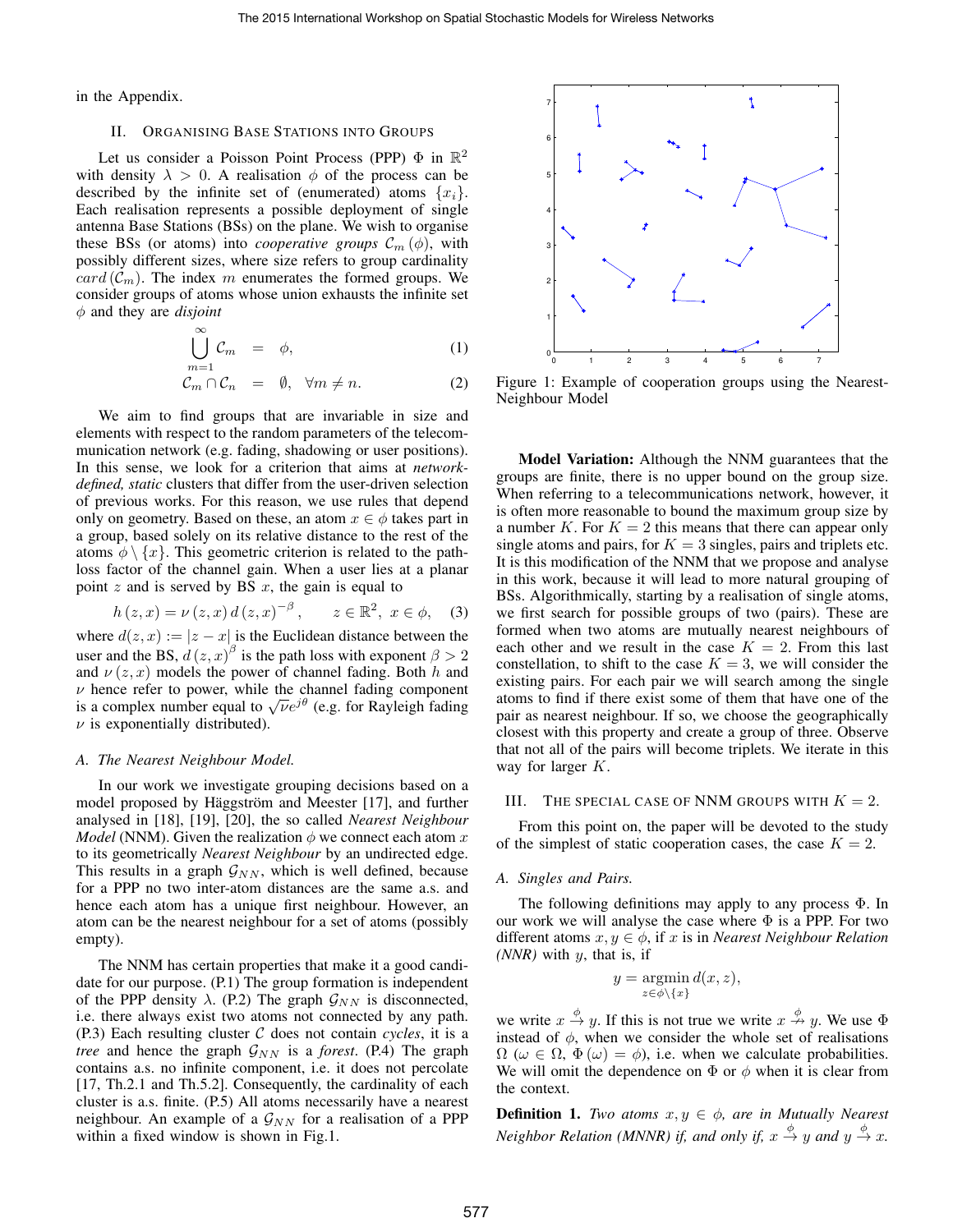in the Appendix.

## II. Organising Base Stations into Groups

Let us consider a Poisson Point Process (PPP) $\Phi$ in $\mathbb{R}^2$ with density $\lambda > 0$. A realisation $\phi$ of the process can be described by the infinite set of (enumerated) atoms $\{x_i\}$. Each realisation represents a possible deployment of single antenna Base Stations (BSs) on the plane. We wish to organise these BSs (or atoms) into *cooperative groups* $\mathcal{C}_m(\phi)$, with possibly different sizes, where size refers to group cardinality $card(\mathcal{C}_m)$. The index $m$ enumerates the formed groups. We consider groups of atoms whose union exhausts the infinite set $\phi$ and they are *disjoint*

$$\bigcup_{m=1}^{\infty} \mathcal{C}_m = \phi, \tag{1}$$

$$\mathcal{C}_m \cap \mathcal{C}_n = \emptyset, \quad \forall m \neq n. \tag{2}$$

We aim to find groups that are invariable in size and elements with respect to the random parameters of the telecommunication network (e.g. fading, shadowing or user positions). In this sense, we look for a criterion that aims at *network-defined, static* clusters that differ from the user-driven selection of previous works. For this reason, we use rules that depend only on geometry. Based on these, an atom $x \in \phi$ takes part in a group, based solely on its relative distance to the rest of the atoms $\phi \setminus \{x\}$. This geometric criterion is related to the path-loss factor of the channel gain. When a user lies at a planar point $z$ and is served by BS $x$, the gain is equal to

$$h(z,x) = \nu(z,x)\, d(z,x)^{-\beta}, \qquad z \in \mathbb{R}^2,\ x \in \phi, \tag{3}$$

where $d(z,x) := |z - x|$ is the Euclidean distance between the user and the BS, $d(z,x)^{\beta}$ is the path loss with exponent $\beta > 2$ and $\nu(z,x)$ models the power of channel fading. Both $h$ and $\nu$ hence refer to power, while the channel fading component is a complex number equal to $\sqrt{\nu}e^{j\theta}$ (e.g. for Rayleigh fading $\nu$ is exponentially distributed).

### A. The Nearest Neighbour Model.

In our work we investigate grouping decisions based on a model proposed by Häggström and Meester [17], and further analysed in [18], [19], [20], the so called *Nearest Neighbour Model* (NNM). Given the realization $\phi$ we connect each atom $x$ to its geometrically *Nearest Neighbour* by an undirected edge. This results in a graph $\mathcal{G}_{NN}$, which is well defined, because for a PPP no two inter-atom distances are the same a.s. and hence each atom has a unique first neighbour. However, an atom can be the nearest neighbour for a set of atoms (possibly empty).

The NNM has certain properties that make it a good candidate for our purpose. (P.1) The group formation is independent of the PPP density $\lambda$. (P.2) The graph $\mathcal{G}_{NN}$ is disconnected, i.e. there always exist two atoms not connected by any path. (P.3) Each resulting cluster $\mathcal{C}$ does not contain *cycles*, it is a *tree* and hence the graph $\mathcal{G}_{NN}$ is a *forest*. (P.4) The graph contains a.s. no infinite component, i.e. it does not percolate [17, Th.2.1 and Th.5.2]. Consequently, the cardinality of each cluster is a.s. finite. (P.5) All atoms necessarily have a nearest neighbour. An example of a $\mathcal{G}_{NN}$ for a realisation of a PPP within a fixed window is shown in Fig.1.

Figure 1: Example of cooperation groups using the Nearest-Neighbour Model

**Model Variation:** Although the NNM guarantees that the groups are finite, there is no upper bound on the group size. When referring to a telecommunications network, however, it is often more reasonable to bound the maximum group size by a number $K$. For $K = 2$ this means that there can appear only single atoms and pairs, for $K = 3$ singles, pairs and triplets etc. It is this modification of the NNM that we propose and analyse in this work, because it will lead to more natural grouping of BSs. Algorithmically, starting by a realisation of single atoms, we first search for possible groups of two (pairs). These are formed when two atoms are mutually nearest neighbours of each other and we result in the case $K = 2$. From this last constellation, to shift to the case $K = 3$, we will consider the existing pairs. For each pair we will search among the single atoms to find if there exist some of them that have one of the pair as nearest neighbour. If so, we choose the geographically closest with this property and create a group of three. Observe that not all of the pairs will become triplets. We iterate in this way for larger $K$.

## III. The special case of NNM groups with $K = 2$.

From this point on, the paper will be devoted to the study of the simplest of static cooperation cases, the case $K = 2$.

### A. Singles and Pairs.

The following definitions may apply to any process $\Phi$. In our work we will analyse the case where $\Phi$ is a PPP. For two different atoms $x, y \in \phi$, if $x$ is in *Nearest Neighbour Relation (NNR)* with $y$, that is, if

$$y = \underset{z \in \phi \setminus \{x\}}{\operatorname{argmin}}\, d(x,z),$$

we write $x \overset{\phi}{\rightarrow} y$. If this is not true we write $x \overset{\phi}{\nrightarrow} y$. We use $\Phi$ instead of $\phi$, when we consider the whole set of realisations $\Omega$ ($\omega \in \Omega$, $\Phi(\omega) = \phi$), i.e. when we calculate probabilities. We will omit the dependence on $\Phi$ or $\phi$ when it is clear from the context.

**Definition 1.** *Two atoms $x, y \in \phi$, are in Mutually Nearest Neighbor Relation (MNNR) if, and only if, $x \overset{\phi}{\rightarrow} y$ and $y \overset{\phi}{\rightarrow} x$.*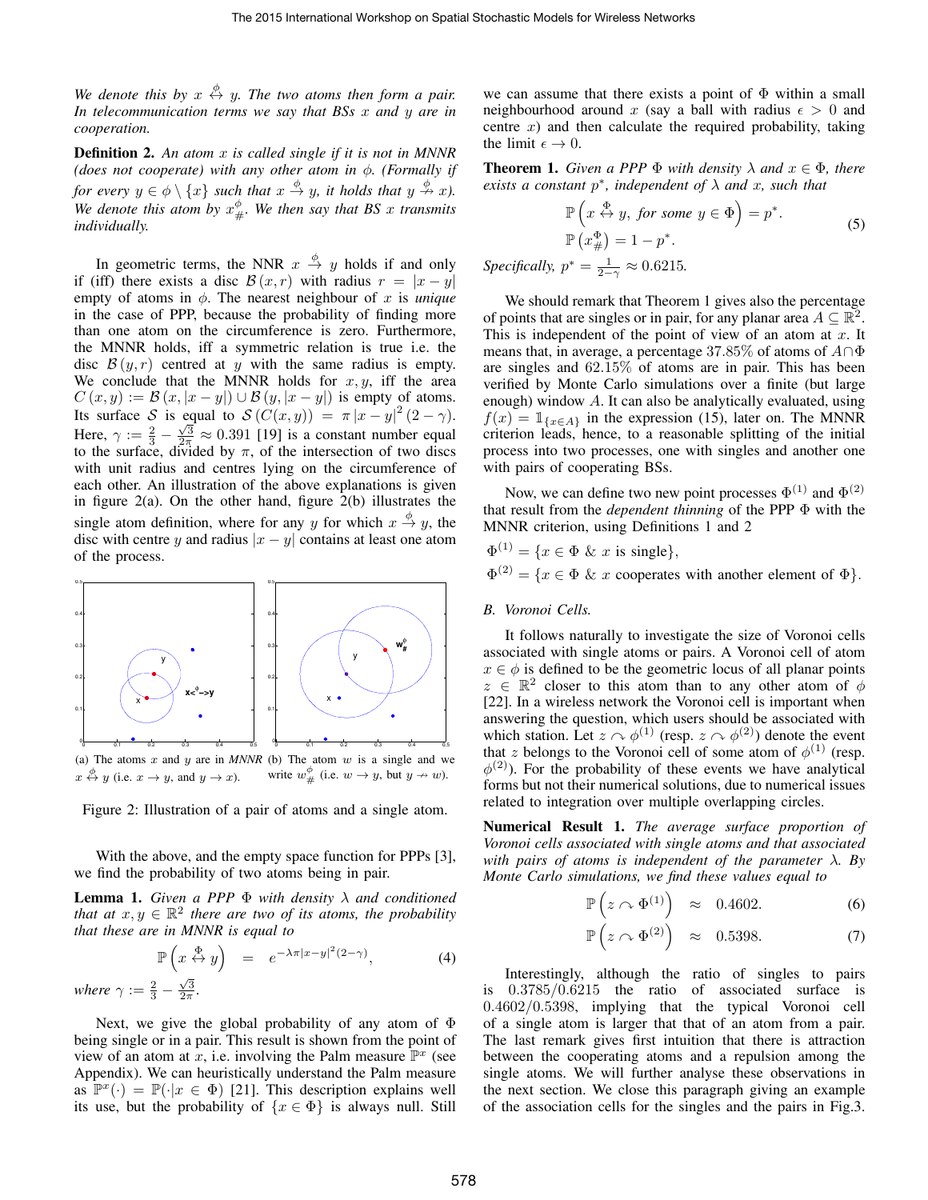*We denote this by $x \overset{\phi}{\leftrightarrow} y$. The two atoms then form a pair. In telecommunication terms we say that BSs $x$ and $y$ are in cooperation.*

**Definition 2.** *An atom $x$ is called single if it is not in MNNR (does not cooperate) with any other atom in $\phi$. (Formally if for every $y \in \phi \setminus \{x\}$ such that $x \overset{\phi}{\to} y$, it holds that $y \overset{\phi}{\nrightarrow} x$). We denote this atom by $x^{\phi}_{\#}$. We then say that BS $x$ transmits individually.*

In geometric terms, the NNR $x \overset{\phi}{\to} y$ holds if and only if (iff) there exists a disc $\mathcal{B}(x, r)$ with radius $r = |x - y|$ empty of atoms in $\phi$. The nearest neighbour of $x$ is *unique* in the case of PPP, because the probability of finding more than one atom on the circumference is zero. Furthermore, the MNNR holds, iff a symmetric relation is true i.e. the disc $\mathcal{B}(y, r)$ centred at $y$ with the same radius is empty. We conclude that the MNNR holds for $x, y$, iff the area $C(x, y) := \mathcal{B}(x, |x - y|) \cup \mathcal{B}(y, |x - y|)$ is empty of atoms. Its surface $\mathcal{S}$ is equal to $\mathcal{S}(C(x, y)) = \pi |x - y|^2 (2 - \gamma)$. Here, $\gamma := \frac{2}{3} - \frac{\sqrt{3}}{2\pi} \approx 0.391$ [19] is a constant number equal to the surface, divided by $\pi$, of the intersection of two discs with unit radius and centres lying on the circumference of each other. An illustration of the above explanations is given in figure 2(a). On the other hand, figure 2(b) illustrates the single atom definition, where for any $y$ for which $x \overset{\phi}{\to} y$, the disc with centre $y$ and radius $|x - y|$ contains at least one atom of the process.

(a) The atoms $x$ and $y$ are in *MNNR* $x \overset{\phi}{\leftrightarrow} y$ (i.e. $x \to y$, and $y \to x$). (b) The atom $w$ is a single and we write $w^{\phi}_{\#}$ (i.e. $w \to y$, but $y \nrightarrow w$).

Figure 2: Illustration of a pair of atoms and a single atom.

With the above, and the empty space function for PPPs [3], we find the probability of two atoms being in pair.

**Lemma 1.** *Given a PPP $\Phi$ with density $\lambda$ and conditioned that at $x, y \in \mathbb{R}^2$ there are two of its atoms, the probability that these are in MNNR is equal to*

$$\mathbb{P}\left(x \overset{\Phi}{\leftrightarrow} y\right) = e^{-\lambda \pi |x-y|^2 (2-\gamma)}, \tag{4}$$

*where $\gamma := \frac{2}{3} - \frac{\sqrt{3}}{2\pi}$.*

Next, we give the global probability of any atom of $\Phi$ being single or in a pair. This result is shown from the point of view of an atom at $x$, i.e. involving the Palm measure $\mathbb{P}^x$ (see Appendix). We can heuristically understand the Palm measure as $\mathbb{P}^x(\cdot) = \mathbb{P}(\cdot | x \in \Phi)$ [21]. This description explains well its use, but the probability of $\{x \in \Phi\}$ is always null. Still we can assume that there exists a point of $\Phi$ within a small neighbourhood around $x$ (say a ball with radius $\epsilon > 0$ and centre $x$) and then calculate the required probability, taking the limit $\epsilon \to 0$.

**Theorem 1.** *Given a PPP $\Phi$ with density $\lambda$ and $x \in \Phi$, there exists a constant $p^*$, independent of $\lambda$ and $x$, such that*

$$\begin{aligned} &\mathbb{P}\left(x \overset{\Phi}{\leftrightarrow} y, \text{ for some } y \in \Phi\right) = p^*. \\ &\mathbb{P}\left(x^{\Phi}_{\#}\right) = 1 - p^*. \end{aligned} \tag{5}$$

*Specifically, $p^* = \frac{1}{2-\gamma} \approx 0.6215$.*

We should remark that Theorem 1 gives also the percentage of points that are singles or in pair, for any planar area $A \subseteq \mathbb{R}^2$. This is independent of the point of view of an atom at $x$. It means that, in average, a percentage 37.85% of atoms of $A \cap \Phi$ are singles and 62.15% of atoms are in pair. This has been verified by Monte Carlo simulations over a finite (but large enough) window $A$. It can also be analytically evaluated, using $f(x) = \mathbb{1}_{\{x \in A\}}$ in the expression (15), later on. The MNNR criterion leads, hence, to a reasonable splitting of the initial process into two processes, one with singles and another one with pairs of cooperating BSs.

Now, we can define two new point processes $\Phi^{(1)}$ and $\Phi^{(2)}$ that result from the *dependent thinning* of the PPP $\Phi$ with the MNNR criterion, using Definitions 1 and 2

$$\Phi^{(1)} = \{x \in \Phi \ \& \ x \text{ is single}\},$$

$$\Phi^{(2)} = \{x \in \Phi \ \& \ x \text{ cooperates with another element of } \Phi\}.$$

### *B. Voronoi Cells.*

It follows naturally to investigate the size of Voronoi cells associated with single atoms or pairs. A Voronoi cell of atom $x \in \phi$ is defined to be the geometric locus of all planar points $z \in \mathbb{R}^2$ closer to this atom than to any other atom of $\phi$ [22]. In a wireless network the Voronoi cell is important when answering the question, which users should be associated with which station. Let $z \frown \phi^{(1)}$ (resp. $z \frown \phi^{(2)}$) denote the event that $z$ belongs to the Voronoi cell of some atom of $\phi^{(1)}$ (resp. $\phi^{(2)}$). For the probability of these events we have analytical forms but not their numerical solutions, due to numerical issues related to integration over multiple overlapping circles.

**Numerical Result 1.** *The average surface proportion of Voronoi cells associated with single atoms and that associated with pairs of atoms is independent of the parameter $\lambda$. By Monte Carlo simulations, we find these values equal to*

$$\mathbb{P}\left(z \frown \Phi^{(1)}\right) \approx 0.4602. \tag{6}$$

$$\mathbb{P}\left(z \frown \Phi^{(2)}\right) \approx 0.5398. \tag{7}$$

Interestingly, although the ratio of singles to pairs is $0.3785/0.6215$ the ratio of associated surface is $0.4602/0.5398$, implying that the typical Voronoi cell of a single atom is larger that that of an atom from a pair. The last remark gives first intuition that there is attraction between the cooperating atoms and a repulsion among the single atoms. We will further analyse these observations in the next section. We close this paragraph giving an example of the association cells for the singles and the pairs in Fig.3.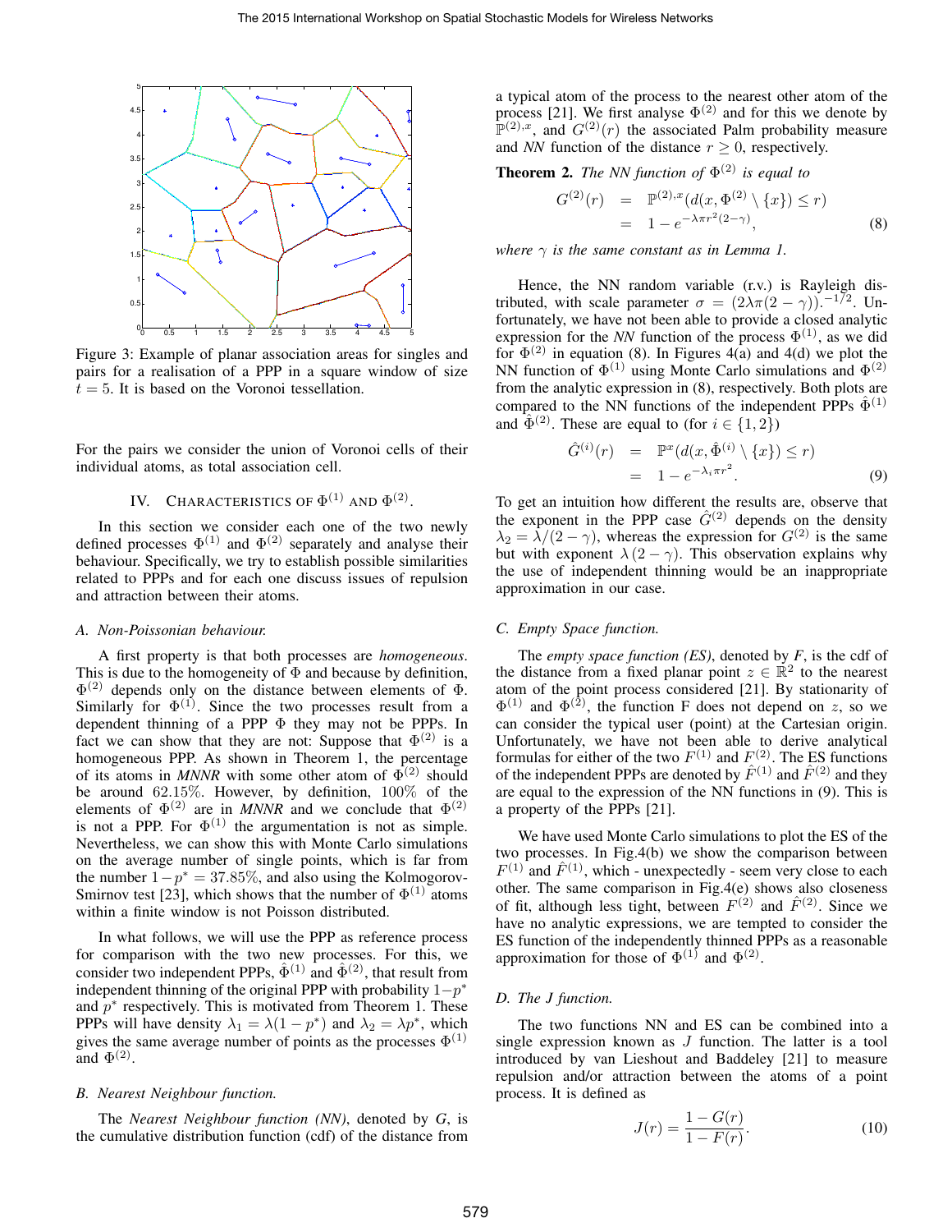Figure 3: Example of planar association areas for singles and pairs for a realisation of a PPP in a square window of size $t = 5$. It is based on the Voronoi tessellation.

For the pairs we consider the union of Voronoi cells of their individual atoms, as total association cell.

## IV. Characteristics of $\Phi^{(1)}$ and $\Phi^{(2)}$.

In this section we consider each one of the two newly defined processes $\Phi^{(1)}$ and $\Phi^{(2)}$ separately and analyse their behaviour. Specifically, we try to establish possible similarities related to PPPs and for each one discuss issues of repulsion and attraction between their atoms.

### A. Non-Poissonian behaviour.

A first property is that both processes are *homogeneous*. This is due to the homogeneity of $\Phi$ and because by definition, $\Phi^{(2)}$ depends only on the distance between elements of $\Phi$. Similarly for $\Phi^{(1)}$. Since the two processes result from a dependent thinning of a PPP $\Phi$ they may not be PPPs. In fact we can show that they are not: Suppose that $\Phi^{(2)}$ is a homogeneous PPP. As shown in Theorem 1, the percentage of its atoms in *MNNR* with some other atom of $\Phi^{(2)}$ should be around 62.15%. However, by definition, 100% of the elements of $\Phi^{(2)}$ are in *MNNR* and we conclude that $\Phi^{(2)}$ is not a PPP. For $\Phi^{(1)}$ the argumentation is not as simple. Nevertheless, we can show this with Monte Carlo simulations on the average number of single points, which is far from the number $1-p^* = 37.85\%$, and also using the Kolmogorov-Smirnov test [23], which shows that the number of $\Phi^{(1)}$ atoms within a finite window is not Poisson distributed.

In what follows, we will use the PPP as reference process for comparison with the two new processes. For this, we consider two independent PPPs, $\hat{\Phi}^{(1)}$ and $\hat{\Phi}^{(2)}$, that result from independent thinning of the original PPP with probability $1-p^*$ and $p^*$ respectively. This is motivated from Theorem 1. These PPPs will have density $\lambda_1 = \lambda(1-p^*)$ and $\lambda_2 = \lambda p^*$, which gives the same average number of points as the processes $\Phi^{(1)}$ and $\Phi^{(2)}$.

### B. Nearest Neighbour function.

The *Nearest Neighbour function (NN)*, denoted by $G$, is the cumulative distribution function (cdf) of the distance from a typical atom of the process to the nearest other atom of the process [21]. We first analyse $\Phi^{(2)}$ and for this we denote by $\mathbb{P}^{(2),x}$, and $G^{(2)}(r)$ the associated Palm probability measure and *NN* function of the distance $r \geq 0$, respectively.

**Theorem 2.** *The NN function of $\Phi^{(2)}$ is equal to*

$$G^{(2)}(r) = \mathbb{P}^{(2),x}(d(x, \Phi^{(2)} \setminus \{x\}) \leq r) = 1 - e^{-\lambda \pi r^2 (2-\gamma)}, \tag{8}$$

*where $\gamma$ is the same constant as in Lemma 1.*

Hence, the NN random variable (r.v.) is Rayleigh distributed, with scale parameter $\sigma = (2\lambda\pi(2-\gamma)).^{-1/2}$. Unfortunately, we have not been able to provide a closed analytic expression for the *NN* function of the process $\Phi^{(1)}$, as we did for $\Phi^{(2)}$ in equation (8). In Figures 4(a) and 4(d) we plot the NN function of $\Phi^{(1)}$ using Monte Carlo simulations and $\Phi^{(2)}$ from the analytic expression in (8), respectively. Both plots are compared to the NN functions of the independent PPPs $\hat{\Phi}^{(1)}$ and $\hat{\Phi}^{(2)}$. These are equal to (for $i \in \{1,2\}$)

$$\hat{G}^{(i)}(r) = \mathbb{P}^{x}(d(x, \hat{\Phi}^{(i)} \setminus \{x\}) \leq r) = 1 - e^{-\lambda_i \pi r^2}. \tag{9}$$

To get an intuition how different the results are, observe that the exponent in the PPP case $\hat{G}^{(2)}$ depends on the density $\lambda_2 = \lambda/(2-\gamma)$, whereas the expression for $G^{(2)}$ is the same but with exponent $\lambda(2-\gamma)$. This observation explains why the use of independent thinning would be an inappropriate approximation in our case.

### C. Empty Space function.

The *empty space function (ES)*, denoted by $F$, is the cdf of the distance from a fixed planar point $z \in \mathbb{R}^2$ to the nearest atom of the point process considered [21]. By stationarity of $\Phi^{(1)}$ and $\Phi^{(2)}$, the function F does not depend on $z$, so we can consider the typical user (point) at the Cartesian origin. Unfortunately, we have not been able to derive analytical formulas for either of the two $F^{(1)}$ and $F^{(2)}$. The ES functions of the independent PPPs are denoted by $\hat{F}^{(1)}$ and $\hat{F}^{(2)}$ and they are equal to the expression of the NN functions in (9). This is a property of the PPPs [21].

We have used Monte Carlo simulations to plot the ES of the two processes. In Fig.4(b) we show the comparison between $F^{(1)}$ and $\hat{F}^{(1)}$, which - unexpectedly - seem very close to each other. The same comparison in Fig.4(e) shows also closeness of fit, although less tight, between $F^{(2)}$ and $\hat{F}^{(2)}$. Since we have no analytic expressions, we are tempted to consider the ES function of the independently thinned PPPs as a reasonable approximation for those of $\Phi^{(1)}$ and $\Phi^{(2)}$.

### D. The J function.

The two functions NN and ES can be combined into a single expression known as $J$ function. The latter is a tool introduced by van Lieshout and Baddeley [21] to measure repulsion and/or attraction between the atoms of a point process. It is defined as

$$J(r) = \frac{1-G(r)}{1-F(r)}. \tag{10}$$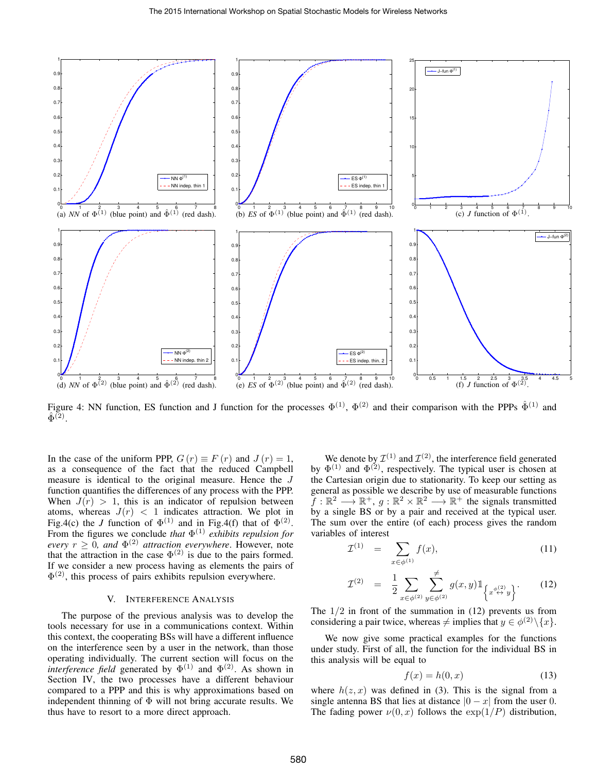(a) *NN* of $\Phi^{(1)}$ (blue point) and $\hat{\Phi}^{(1)}$ (red dash).

(b) *ES* of $\Phi^{(1)}$ (blue point) and $\hat{\Phi}^{(1)}$ (red dash).

(c) *J* function of $\Phi^{(1)}$.

(d) *NN* of $\Phi^{(2)}$ (blue point) and $\hat{\Phi}^{(2)}$ (red dash).

(e) *ES* of $\Phi^{(2)}$ (blue point) and $\hat{\Phi}^{(2)}$ (red dash).

(f) *J* function of $\Phi^{(2)}$.

Figure 4: NN function, ES function and J function for the processes $\Phi^{(1)}$, $\Phi^{(2)}$ and their comparison with the PPPs $\hat{\Phi}^{(1)}$ and $\hat{\Phi}^{(2)}$.

In the case of the uniform PPP, $G(r) \equiv F(r)$ and $J(r) = 1$, as a consequence of the fact that the reduced Campbell measure is identical to the original measure. Hence the $J$ function quantifies the differences of any process with the PPP. When $J(r) > 1$, this is an indicator of repulsion between atoms, whereas $J(r) < 1$ indicates attraction. We plot in Fig.4(c) the $J$ function of $\Phi^{(1)}$ and in Fig.4(f) that of $\Phi^{(2)}$. From the figures we conclude *that* $\Phi^{(1)}$ *exhibits repulsion for every* $r \geq 0$*, and* $\Phi^{(2)}$ *attraction everywhere*. However, note that the attraction in the case $\Phi^{(2)}$ is due to the pairs formed. If we consider a new process having as elements the pairs of $\Phi^{(2)}$, this process of pairs exhibits repulsion everywhere.

## V. Interference Analysis

The purpose of the previous analysis was to develop the tools necessary for use in a communications context. Within this context, the cooperating BSs will have a different influence on the interference seen by a user in the network, than those operating individually. The current section will focus on the *interference field* generated by $\Phi^{(1)}$ and $\Phi^{(2)}$. As shown in Section IV, the two processes have a different behaviour compared to a PPP and this is why approximations based on independent thinning of $\Phi$ will not bring accurate results. We thus have to resort to a more direct approach.

We denote by $\mathcal{I}^{(1)}$ and $\mathcal{I}^{(2)}$, the interference field generated by $\Phi^{(1)}$ and $\Phi^{(2)}$, respectively. The typical user is chosen at the Cartesian origin due to stationarity. To keep our setting as general as possible we describe by use of measurable functions $f : \mathbb{R}^2 \longrightarrow \mathbb{R}^+$, $g : \mathbb{R}^2 \times \mathbb{R}^2 \longrightarrow \mathbb{R}^+$ the signals transmitted by a single BS or by a pair and received at the typical user. The sum over the entire (of each) process gives the random variables of interest

$$\mathcal{I}^{(1)} = \sum_{x \in \phi^{(1)}} f(x), \tag{11}$$

$$\mathcal{I}^{(2)} = \frac{1}{2} \sum_{x \in \phi^{(2)}} \sum_{y \in \phi^{(2)}}^{\neq} g(x,y) \mathbb{1}_{\left\{x \overset{\phi^{(2)}}{\leftrightarrow} y\right\}}. \tag{12}$$

The $1/2$ in front of the summation in (12) prevents us from considering a pair twice, whereas $\neq$ implies that $y \in \phi^{(2)} \setminus \{x\}$.

We now give some practical examples for the functions under study. First of all, the function for the individual BS in this analysis will be equal to

$$f(x) = h(0, x) \tag{13}$$

where $h(z, x)$ was defined in (3). This is the signal from a single antenna BS that lies at distance $|0 - x|$ from the user 0. The fading power $\nu(0, x)$ follows the $\exp(1/P)$ distribution,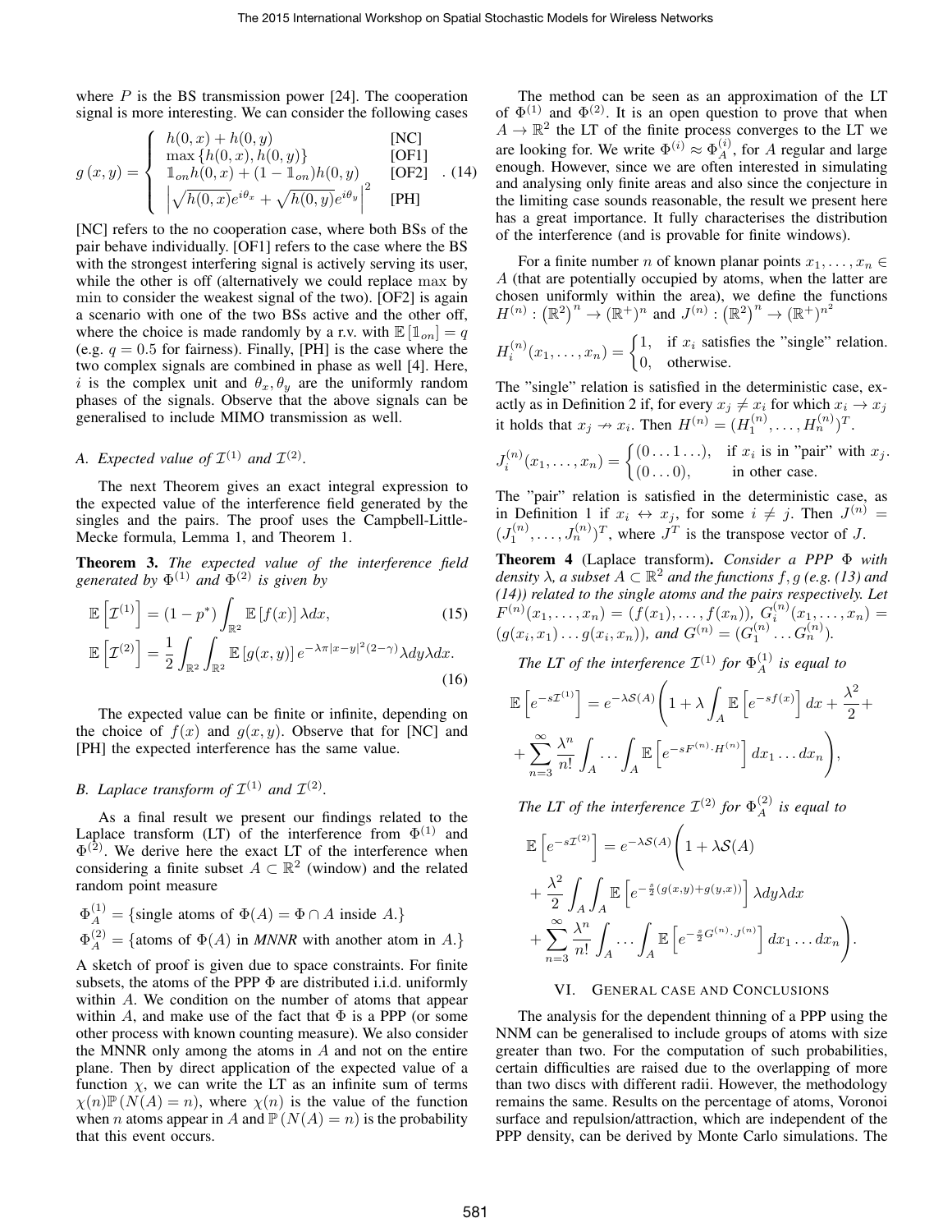where $P$ is the BS transmission power [24]. The cooperation signal is more interesting. We can consider the following cases

$$g(x,y) = \begin{cases} h(0,x) + h(0,y) & \text{[NC]} \\ \max\{h(0,x), h(0,y)\} & \text{[OF1]} \\ \mathbb{1}_{on} h(0,x) + (1-\mathbb{1}_{on}) h(0,y) & \text{[OF2]} \\ \left|\sqrt{h(0,x)}e^{i\theta_x} + \sqrt{h(0,y)}e^{i\theta_y}\right|^2 & \text{[PH]} \end{cases} . \quad (14)$$

[NC] refers to the no cooperation case, where both BSs of the pair behave individually. [OF1] refers to the case where the BS with the strongest interfering signal is actively serving its user, while the other is off (alternatively we could replace max by min to consider the weakest signal of the two). [OF2] is again a scenario with one of the two BSs active and the other off, where the choice is made randomly by a r.v. with $\mathbb{E}[\mathbb{1}_{on}] = q$ (e.g. $q = 0.5$ for fairness). Finally, [PH] is the case where the two complex signals are combined in phase as well [4]. Here, $i$ is the complex unit and $\theta_x, \theta_y$ are the uniformly random phases of the signals. Observe that the above signals can be generalised to include MIMO transmission as well.

### A. Expected value of $\mathcal{I}^{(1)}$ and $\mathcal{I}^{(2)}$.

The next Theorem gives an exact integral expression to the expected value of the interference field generated by the singles and the pairs. The proof uses the Campbell-Little-Mecke formula, Lemma 1, and Theorem 1.

**Theorem 3.** *The expected value of the interference field generated by $\Phi^{(1)}$ and $\Phi^{(2)}$ is given by*

$$\mathbb{E}\left[\mathcal{I}^{(1)}\right] = (1-p^*)\int_{\mathbb{R}^2} \mathbb{E}[f(x)]\,\lambda dx, \quad (15)$$

$$\mathbb{E}\left[\mathcal{I}^{(2)}\right] = \frac{1}{2}\int_{\mathbb{R}^2}\int_{\mathbb{R}^2} \mathbb{E}[g(x,y)]\,e^{-\lambda\pi|x-y|^2(2-\gamma)}\lambda dy \lambda dx. \quad (16)$$

The expected value can be finite or infinite, depending on the choice of $f(x)$ and $g(x,y)$. Observe that for [NC] and [PH] the expected interference has the same value.

### B. Laplace transform of $\mathcal{I}^{(1)}$ and $\mathcal{I}^{(2)}$.

As a final result we present our findings related to the Laplace transform (LT) of the interference from $\Phi^{(1)}$ and $\Phi^{(2)}$. We derive here the exact LT of the interference when considering a finite subset $A \subset \mathbb{R}^2$ (window) and the related random point measure

$\Phi_A^{(1)} = \{$single atoms of $\Phi(A) = \Phi \cap A$ inside $A.\}$

$\Phi_A^{(2)} = \{$atoms of $\Phi(A)$ in *MNNR* with another atom in $A.\}$

A sketch of proof is given due to space constraints. For finite subsets, the atoms of the PPP $\Phi$ are distributed i.i.d. uniformly within $A$. We condition on the number of atoms that appear within $A$, and make use of the fact that $\Phi$ is a PPP (or some other process with known counting measure). We also consider the MNNR only among the atoms in $A$ and not on the entire plane. Then by direct application of the expected value of a function $\chi$, we can write the LT as an infinite sum of terms $\chi(n)\mathbb{P}(N(A) = n)$, where $\chi(n)$ is the value of the function when $n$ atoms appear in $A$ and $\mathbb{P}(N(A) = n)$ is the probability that this event occurs.

The method can be seen as an approximation of the LT of $\Phi^{(1)}$ and $\Phi^{(2)}$. It is an open question to prove that when $A \to \mathbb{R}^2$ the LT of the finite process converges to the LT we are looking for. We write $\Phi^{(i)} \approx \Phi_A^{(i)}$, for $A$ regular and large enough. However, since we are often interested in simulating and analysing only finite areas and also since the conjecture in the limiting case sounds reasonable, the result we present here has a great importance. It fully characterises the distribution of the interference (and is provable for finite windows).

For a finite number $n$ of known planar points $x_1, \ldots, x_n \in A$ (that are potentially occupied by atoms, when the latter are chosen uniformly within the area), we define the functions $H^{(n)} : (\mathbb{R}^2)^n \to (\mathbb{R}^+)^n$ and $J^{(n)} : (\mathbb{R}^2)^n \to (\mathbb{R}^+)^{n^2}$

$$H_i^{(n)}(x_1, \ldots, x_n) = \begin{cases} 1, & \text{if } x_i \text{ satisfies the "single" relation.} \\ 0, & \text{otherwise.} \end{cases}$$

The "single" relation is satisfied in the deterministic case, exactly as in Definition 2 if, for every $x_j \neq x_i$ for which $x_i \to x_j$ it holds that $x_j \nrightarrow x_i$. Then $H^{(n)} = (H_1^{(n)}, \ldots, H_n^{(n)})^T$.

$$J_i^{(n)}(x_1, \ldots, x_n) = \begin{cases} (0 \ldots 1 \ldots), & \text{if } x_i \text{ is in "pair" with } x_j. \\ (0 \ldots 0), & \text{in other case.} \end{cases}$$

The "pair" relation is satisfied in the deterministic case, as in Definition 1 if $x_i \leftrightarrow x_j$, for some $i \neq j$. Then $J^{(n)} = (J_1^{(n)}, \ldots, J_n^{(n)})^T$, where $J^T$ is the transpose vector of $J$.

**Theorem 4** (Laplace transform)**.** *Consider a PPP $\Phi$ with density $\lambda$, a subset $A \subset \mathbb{R}^2$ and the functions $f, g$ (e.g. (13) and (14)) related to the single atoms and the pairs respectively. Let $F^{(n)}(x_1, \ldots, x_n) = (f(x_1), \ldots, f(x_n))$, $G_i^{(n)}(x_1, \ldots, x_n) = (g(x_i, x_1) \ldots g(x_i, x_n))$, and $G^{(n)} = (G_1^{(n)} \ldots G_n^{(n)})$.*

*The LT of the interference $\mathcal{I}^{(1)}$ for $\Phi_A^{(1)}$ is equal to*

$$\mathbb{E}\left[e^{-s\mathcal{I}^{(1)}}\right] = e^{-\lambda\mathcal{S}(A)}\left(1 + \lambda\int_A \mathbb{E}\left[e^{-sf(x)}\right]dx + \frac{\lambda^2}{2} + \right.$$
$$\left. + \sum_{n=3}^{\infty}\frac{\lambda^n}{n!}\int_A \ldots \int_A \mathbb{E}\left[e^{-sF^{(n)}\cdot H^{(n)}}\right]dx_1 \ldots dx_n\right),$$

*The LT of the interference $\mathcal{I}^{(2)}$ for $\Phi_A^{(2)}$ is equal to*

$$\mathbb{E}\left[e^{-s\mathcal{I}^{(2)}}\right] = e^{-\lambda\mathcal{S}(A)}\left(1 + \lambda\mathcal{S}(A)\right.$$
$$+ \frac{\lambda^2}{2}\int_A\int_A \mathbb{E}\left[e^{-\frac{s}{2}(g(x,y)+g(y,x))}\right]\lambda dy \lambda dx$$
$$\left. + \sum_{n=3}^{\infty}\frac{\lambda^n}{n!}\int_A \ldots \int_A \mathbb{E}\left[e^{-\frac{s}{2}G^{(n)}\cdot J^{(n)}}\right]dx_1 \ldots dx_n\right).$$

## VI. General case and Conclusions

The analysis for the dependent thinning of a PPP using the NNM can be generalised to include groups of atoms with size greater than two. For the computation of such probabilities, certain difficulties are raised due to the overlapping of more than two discs with different radii. However, the methodology remains the same. Results on the percentage of atoms, Voronoi surface and repulsion/attraction, which are independent of the PPP density, can be derived by Monte Carlo simulations. The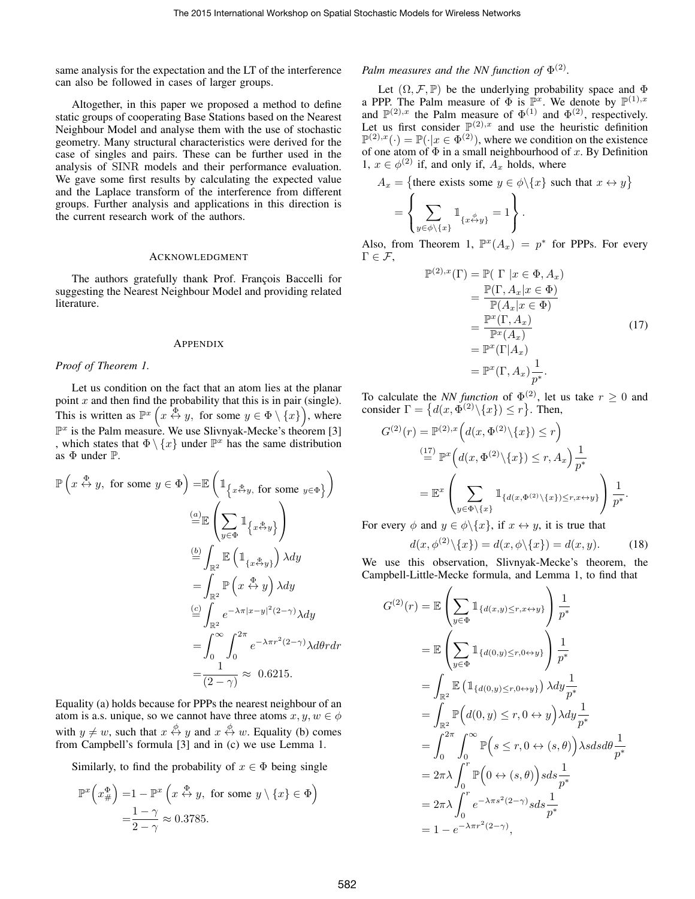same analysis for the expectation and the LT of the interference can also be followed in cases of larger groups.

Altogether, in this paper we proposed a method to define static groups of cooperating Base Stations based on the Nearest Neighbour Model and analyse them with the use of stochastic geometry. Many structural characteristics were derived for the case of singles and pairs. These can be further used in the analysis of SINR models and their performance evaluation. We gave some first results by calculating the expected value and the Laplace transform of the interference from different groups. Further analysis and applications in this direction is the current research work of the authors.

## Acknowledgment

The authors gratefully thank Prof. François Baccelli for suggesting the Nearest Neighbour Model and providing related literature.

## Appendix

*Proof of Theorem 1.*

Let us condition on the fact that an atom lies at the planar point $x$ and then find the probability that this is in pair (single). This is written as $\mathbb{P}^x\left(x \overset{\Phi}{\leftrightarrow} y, \text{ for some } y \in \Phi \setminus \{x\}\right)$, where $\mathbb{P}^x$ is the Palm measure. We use Slivnyak-Mecke's theorem [3] , which states that $\Phi \setminus \{x\}$ under $\mathbb{P}^x$ has the same distribution as $\Phi$ under $\mathbb{P}$.

$$
\begin{aligned}
\mathbb{P}\left(x \overset{\Phi}{\leftrightarrow} y, \text{ for some } y \in \Phi\right) &= \mathbb{E}\left(\mathbb{1}_{\left\{x \overset{\Phi}{\leftrightarrow} y, \text{ for some } y\in\Phi\right\}}\right) \\
&\overset{(a)}{=} \mathbb{E}\left(\sum_{y\in\Phi} \mathbb{1}_{\left\{x \overset{\Phi}{\leftrightarrow} y\right\}}\right) \\
&\overset{(b)}{=} \int_{\mathbb{R}^2} \mathbb{E}\left(\mathbb{1}_{\{x \overset{\Phi}{\leftrightarrow} y\}}\right)\lambda dy \\
&= \int_{\mathbb{R}^2} \mathbb{P}\left(x \overset{\Phi}{\leftrightarrow} y\right)\lambda dy \\
&\overset{(c)}{=} \int_{\mathbb{R}^2} e^{-\lambda\pi|x-y|^2(2-\gamma)}\lambda dy \\
&= \int_0^\infty \int_0^{2\pi} e^{-\lambda\pi r^2(2-\gamma)}\lambda d\theta r dr \\
&= \frac{1}{(2-\gamma)} \approx \ 0.6215.
\end{aligned}
$$

Equality (a) holds because for PPPs the nearest neighbour of an atom is a.s. unique, so we cannot have three atoms $x, y, w \in \phi$ with $y \neq w$, such that $x \overset{\phi}{\leftrightarrow} y$ and $x \overset{\phi}{\leftrightarrow} w$. Equality (b) comes from Campbell's formula [3] and in (c) we use Lemma 1.

Similarly, to find the probability of $x \in \Phi$ being single

$$
\begin{aligned}
\mathbb{P}^x\left(x^{\Phi}_{\#}\right) &= 1 - \mathbb{P}^x\left(x \overset{\Phi}{\leftrightarrow} y, \text{ for some } y \setminus \{x\} \in \Phi\right) \\
&= \frac{1-\gamma}{2-\gamma} \approx 0.3785.
\end{aligned}
$$

*Palm measures and the NN function of $\Phi^{(2)}$.*

Let $(\Omega, \mathcal{F}, \mathbb{P})$ be the underlying probability space and $\Phi$ a PPP. The Palm measure of $\Phi$ is $\mathbb{P}^x$. We denote by $\mathbb{P}^{(1),x}$ and $\mathbb{P}^{(2),x}$ the Palm measure of $\Phi^{(1)}$ and $\Phi^{(2)}$, respectively. Let us first consider $\mathbb{P}^{(2),x}$ and use the heuristic definition $\mathbb{P}^{(2),x}(\cdot) = \mathbb{P}(\cdot|x \in \Phi^{(2)})$, where we condition on the existence of one atom of $\Phi$ in a small neighbourhood of $x$. By Definition 1, $x \in \phi^{(2)}$ if, and only if, $A_x$ holds, where

$$
\begin{aligned}
A_x &= \left\{\text{there exists some } y \in \phi\backslash\{x\} \text{ such that } x \leftrightarrow y\right\} \\
&= \left\{\sum_{y\in\phi\backslash\{x\}} \mathbb{1}_{\{x \overset{\phi}{\leftrightarrow} y\}} = 1\right\}.
\end{aligned}
$$

Also, from Theorem 1, $\mathbb{P}^x(A_x) = p^*$ for PPPs. For every $\Gamma \in \mathcal{F}$,

$$
\begin{aligned}
\mathbb{P}^{(2),x}(\Gamma) &= \mathbb{P}(\ \Gamma \ |x \in \Phi, A_x) \\
&= \frac{\mathbb{P}(\Gamma, A_x|x \in \Phi)}{\mathbb{P}(A_x|x \in \Phi)} \\
&= \frac{\mathbb{P}^x(\Gamma, A_x)}{\mathbb{P}^x(A_x)} \\
&= \mathbb{P}^x(\Gamma|A_x) \\
&= \mathbb{P}^x(\Gamma, A_x)\frac{1}{p^*}.
\end{aligned} \tag{17}
$$

To calculate the *NN function* of $\Phi^{(2)}$, let us take $r \geq 0$ and consider $\Gamma = \left\{d(x, \Phi^{(2)}\backslash\{x\}) \leq r\right\}$. Then,

$$
\begin{aligned}
G^{(2)}(r) &= \mathbb{P}^{(2),x}\Big(d(x, \Phi^{(2)}\backslash\{x\}) \leq r\Big) \\
&\overset{(17)}{=} \mathbb{P}^x\Big(d(x, \Phi^{(2)}\backslash\{x\}) \leq r, A_x\Big)\frac{1}{p^*} \\
&= \mathbb{E}^x\left(\sum_{y\in\Phi\backslash\{x\}} \mathbb{1}_{\{d(x,\Phi^{(2)}\backslash\{x\})\leq r, x\leftrightarrow y\}}\right)\frac{1}{p^*}.
\end{aligned}
$$

For every $\phi$ and $y \in \phi\backslash\{x\}$, if $x \leftrightarrow y$, it is true that

$$
d(x, \phi^{(2)}\backslash\{x\}) = d(x, \phi\backslash\{x\}) = d(x, y). \tag{18}
$$

We use this observation, Slivnyak-Mecke's theorem, the Campbell-Little-Mecke formula, and Lemma 1, to find that

$$
\begin{aligned}
G^{(2)}(r) &= \mathbb{E}\left(\sum_{y\in\Phi} \mathbb{1}_{\{d(x,y)\leq r, x\leftrightarrow y\}}\right)\frac{1}{p^*} \\
&= \mathbb{E}\left(\sum_{y\in\Phi} \mathbb{1}_{\{d(0,y)\leq r, 0\leftrightarrow y\}}\right)\frac{1}{p^*} \\
&= \int_{\mathbb{R}^2} \mathbb{E}\left(\mathbb{1}_{\{d(0,y)\leq r, 0\leftrightarrow y\}}\right)\lambda dy\frac{1}{p^*} \\
&= \int_{\mathbb{R}^2} \mathbb{P}\Big(d(0,y) \leq r, 0 \leftrightarrow y\Big)\lambda dy\frac{1}{p^*} \\
&= \int_0^{2\pi}\int_0^\infty \mathbb{P}\Big(s \leq r, 0 \leftrightarrow (s,\theta)\Big)\lambda s ds d\theta\frac{1}{p^*} \\
&= 2\pi\lambda\int_0^r \mathbb{P}\Big(0 \leftrightarrow (s,\theta)\Big)s ds\frac{1}{p^*} \\
&= 2\pi\lambda\int_0^r e^{-\lambda\pi s^2(2-\gamma)}s ds\frac{1}{p^*} \\
&= 1 - e^{-\lambda\pi r^2(2-\gamma)},
\end{aligned}
$$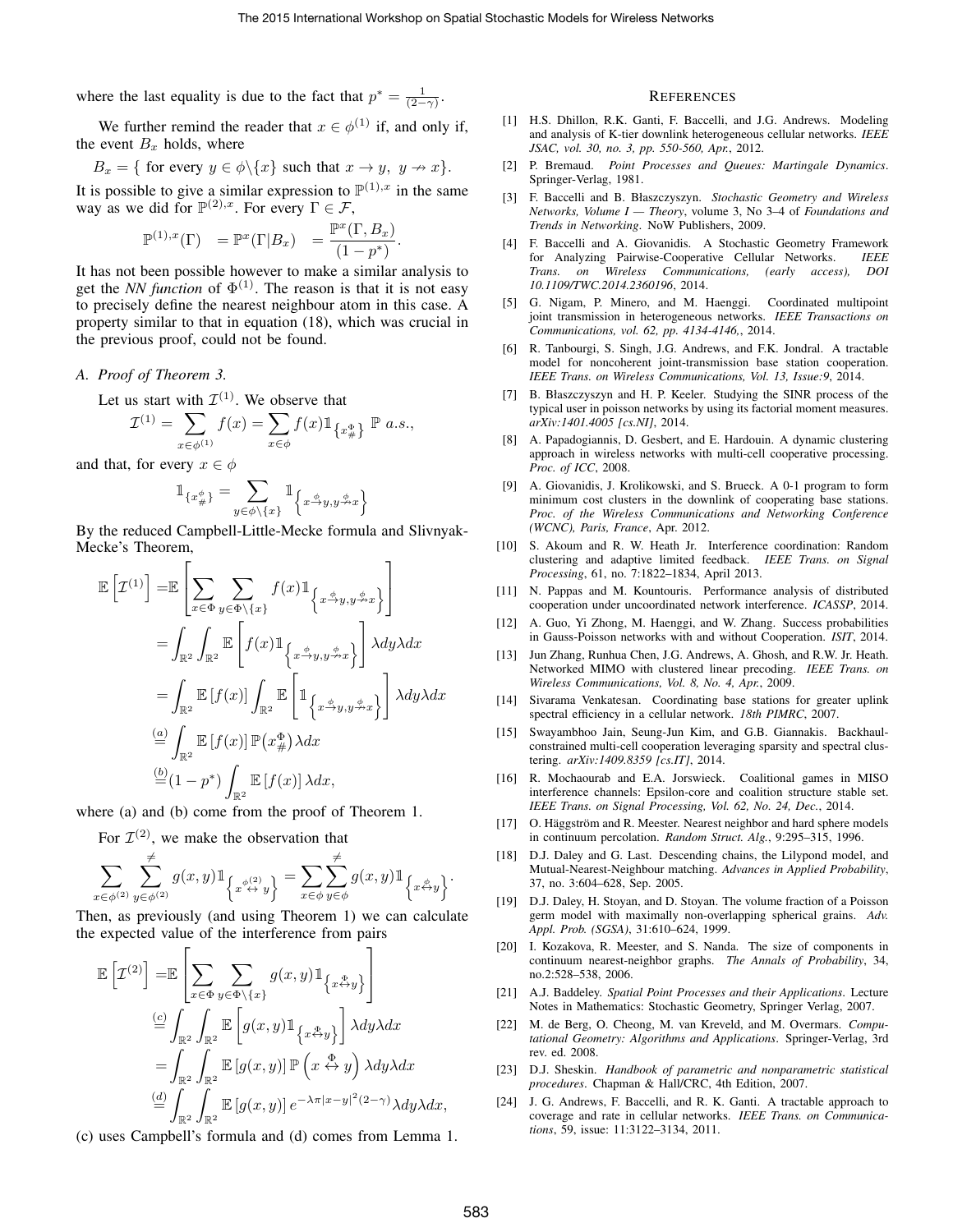where the last equality is due to the fact that $p^* = \frac{1}{(2-\gamma)}$.

We further remind the reader that $x \in \phi^{(1)}$ if, and only if, the event $B_x$ holds, where

$$B_x = \{ \text{ for every } y \in \phi \backslash \{x\} \text{ such that } x \to y,\ y \nrightarrow x\}.$$

It is possible to give a similar expression to $\mathbb{P}^{(1),x}$ in the same way as we did for $\mathbb{P}^{(2),x}$. For every $\Gamma \in \mathcal{F}$,

$$\mathbb{P}^{(1),x}(\Gamma) \ = \mathbb{P}^x(\Gamma | B_x) \ = \frac{\mathbb{P}^x(\Gamma, B_x)}{(1-p^*)}.$$

It has not been possible however to make a similar analysis to get the *NN function* of $\Phi^{(1)}$. The reason is that it is not easy to precisely define the nearest neighbour atom in this case. A property similar to that in equation (18), which was crucial in the previous proof, could not be found.

### A. Proof of Theorem 3.

Let us start with $\mathcal{I}^{(1)}$. We observe that

$$\mathcal{I}^{(1)} = \sum_{x \in \phi^{(1)}} f(x) = \sum_{x \in \phi} f(x) \mathbb{1}_{\left\{x^{\Phi}_{\#}\right\}} \ \mathbb{P} \ a.s.,$$

and that, for every $x \in \phi$

$$\mathbb{1}_{\{x^{\phi}_{\#}\}} = \sum_{y \in \phi \backslash \{x\}} \mathbb{1}_{\left\{x \overset{\phi}{\to} y, y \overset{\phi}{\nrightarrow} x\right\}}$$

By the reduced Campbell-Little-Mecke formula and Slivnyak-Mecke's Theorem,

$$\begin{aligned}
\mathbb{E}\left[\mathcal{I}^{(1)}\right] =& \mathbb{E}\left[\sum_{x \in \Phi} \sum_{y \in \Phi \backslash \{x\}} f(x) \mathbb{1}_{\left\{x \overset{\phi}{\to} y, y \overset{\phi}{\nrightarrow} x\right\}}\right] \\
=& \int_{\mathbb{R}^2} \int_{\mathbb{R}^2} \mathbb{E}\left[f(x) \mathbb{1}_{\left\{x \overset{\phi}{\to} y, y \overset{\phi}{\nrightarrow} x\right\}}\right] \lambda dy \lambda dx \\
=& \int_{\mathbb{R}^2} \mathbb{E}\left[f(x)\right] \int_{\mathbb{R}^2} \mathbb{E}\left[\mathbb{1}_{\left\{x \overset{\phi}{\to} y, y \overset{\phi}{\nrightarrow} x\right\}}\right] \lambda dy \lambda dx \\
\overset{(a)}{=}& \int_{\mathbb{R}^2} \mathbb{E}\left[f(x)\right] \mathbb{P}\big(x^{\Phi}_{\#}\big) \lambda dx \\
\overset{(b)}{=}& (1-p^*) \int_{\mathbb{R}^2} \mathbb{E}\left[f(x)\right] \lambda dx,
\end{aligned}$$

where (a) and (b) come from the proof of Theorem 1.

For $\mathcal{I}^{(2)}$, we make the observation that

$$\sum_{x \in \phi^{(2)}} \sum_{y \in \phi^{(2)}}^{\neq} g(x,y) \mathbb{1}_{\left\{x \overset{\phi^{(2)}}{\leftrightarrow} y\right\}} = \sum_{x \in \phi} \sum_{y \in \phi}^{\neq} g(x,y) \mathbb{1}_{\left\{x \overset{\phi}{\leftrightarrow} y\right\}}.$$

Then, as previously (and using Theorem 1) we can calculate the expected value of the interference from pairs

$$\begin{aligned}
\mathbb{E}\left[\mathcal{I}^{(2)}\right] =& \mathbb{E}\left[\sum_{x \in \Phi} \sum_{y \in \Phi \backslash \{x\}} g(x,y) \mathbb{1}_{\left\{x \overset{\Phi}{\leftrightarrow} y\right\}}\right] \\
\overset{(c)}{=}& \int_{\mathbb{R}^2} \int_{\mathbb{R}^2} \mathbb{E}\left[g(x,y) \mathbb{1}_{\left\{x \overset{\Phi}{\leftrightarrow} y\right\}}\right] \lambda dy \lambda dx \\
=& \int_{\mathbb{R}^2} \int_{\mathbb{R}^2} \mathbb{E}\left[g(x,y)\right] \mathbb{P}\left(x \overset{\Phi}{\leftrightarrow} y\right) \lambda dy \lambda dx \\
\overset{(d)}{=}& \int_{\mathbb{R}^2} \int_{\mathbb{R}^2} \mathbb{E}\left[g(x,y)\right] e^{-\lambda \pi |x-y|^2 (2-\gamma)} \lambda dy \lambda dx,
\end{aligned}$$

(c) uses Campbell's formula and (d) comes from Lemma 1.

## References

[1] H.S. Dhillon, R.K. Ganti, F. Baccelli, and J.G. Andrews. Modeling and analysis of K-tier downlink heterogeneous cellular networks. *IEEE JSAC, vol. 30, no. 3, pp. 550-560, Apr.*, 2012.

[2] P. Bremaud. *Point Processes and Queues: Martingale Dynamics*. Springer-Verlag, 1981.

[3] F. Baccelli and B. Błaszczyszyn. *Stochastic Geometry and Wireless Networks, Volume I — Theory*, volume 3, No 3–4 of *Foundations and Trends in Networking*. NoW Publishers, 2009.

[4] F. Baccelli and A. Giovanidis. A Stochastic Geometry Framework for Analyzing Pairwise-Cooperative Cellular Networks. *IEEE Trans. on Wireless Communications, (early access), DOI 10.1109/TWC.2014.2360196*, 2014.

[5] G. Nigam, P. Minero, and M. Haenggi. Coordinated multipoint joint transmission in heterogeneous networks. *IEEE Transactions on Communications, vol. 62, pp. 4134-4146,*, 2014.

[6] R. Tanbourgi, S. Singh, J.G. Andrews, and F.K. Jondral. A tractable model for noncoherent joint-transmission base station cooperation. *IEEE Trans. on Wireless Communications, Vol. 13, Issue:9*, 2014.

[7] B. Błaszczyszyn and H. P. Keeler. Studying the SINR process of the typical user in poisson networks by using its factorial moment measures. *arXiv:1401.4005 [cs.NI]*, 2014.

[8] A. Papadogiannis, D. Gesbert, and E. Hardouin. A dynamic clustering approach in wireless networks with multi-cell cooperative processing. *Proc. of ICC*, 2008.

[9] A. Giovanidis, J. Krolikowski, and S. Brueck. A 0-1 program to form minimum cost clusters in the downlink of cooperating base stations. *Proc. of the Wireless Communications and Networking Conference (WCNC), Paris, France*, Apr. 2012.

[10] S. Akoum and R. W. Heath Jr. Interference coordination: Random clustering and adaptive limited feedback. *IEEE Trans. on Signal Processing*, 61, no. 7:1822–1834, April 2013.

[11] N. Pappas and M. Kountouris. Performance analysis of distributed cooperation under uncoordinated network interference. *ICASSP*, 2014.

[12] A. Guo, Yi Zhong, M. Haenggi, and W. Zhang. Success probabilities in Gauss-Poisson networks with and without Cooperation. *ISIT*, 2014.

[13] Jun Zhang, Runhua Chen, J.G. Andrews, A. Ghosh, and R.W. Jr. Heath. Networked MIMO with clustered linear precoding. *IEEE Trans. on Wireless Communications, Vol. 8, No. 4, Apr.*, 2009.

[14] Sivarama Venkatesan. Coordinating base stations for greater uplink spectral efficiency in a cellular network. *18th PIMRC*, 2007.

[15] Swayambhoo Jain, Seung-Jun Kim, and G.B. Giannakis. Backhaul-constrained multi-cell cooperation leveraging sparsity and spectral clustering. *arXiv:1409.8359 [cs.IT]*, 2014.

[16] R. Mochaourab and E.A. Jorswieck. Coalitional games in MISO interference channels: Epsilon-core and coalition structure stable set. *IEEE Trans. on Signal Processing, Vol. 62, No. 24, Dec.*, 2014.

[17] O. Häggström and R. Meester. Nearest neighbor and hard sphere models in continuum percolation. *Random Struct. Alg.*, 9:295–315, 1996.

[18] D.J. Daley and G. Last. Descending chains, the Lilypond model, and Mutual-Nearest-Neighbour matching. *Advances in Applied Probability*, 37, no. 3:604–628, Sep. 2005.

[19] D.J. Daley, H. Stoyan, and D. Stoyan. The volume fraction of a Poisson germ model with maximally non-overlapping spherical grains. *Adv. Appl. Prob. (SGSA)*, 31:610–624, 1999.

[20] I. Kozakova, R. Meester, and S. Nanda. The size of components in continuum nearest-neighbor graphs. *The Annals of Probability*, 34, no.2:528–538, 2006.

[21] A.J. Baddeley. *Spatial Point Processes and their Applications*. Lecture Notes in Mathematics: Stochastic Geometry, Springer Verlag, 2007.

[22] M. de Berg, O. Cheong, M. van Kreveld, and M. Overmars. *Computational Geometry: Algorithms and Applications*. Springer-Verlag, 3rd rev. ed. 2008.

[23] D.J. Sheskin. *Handbook of parametric and nonparametric statistical procedures*. Chapman & Hall/CRC, 4th Edition, 2007.

[24] J. G. Andrews, F. Baccelli, and R. K. Ganti. A tractable approach to coverage and rate in cellular networks. *IEEE Trans. on Communications*, 59, issue: 11:3122–3134, 2011.